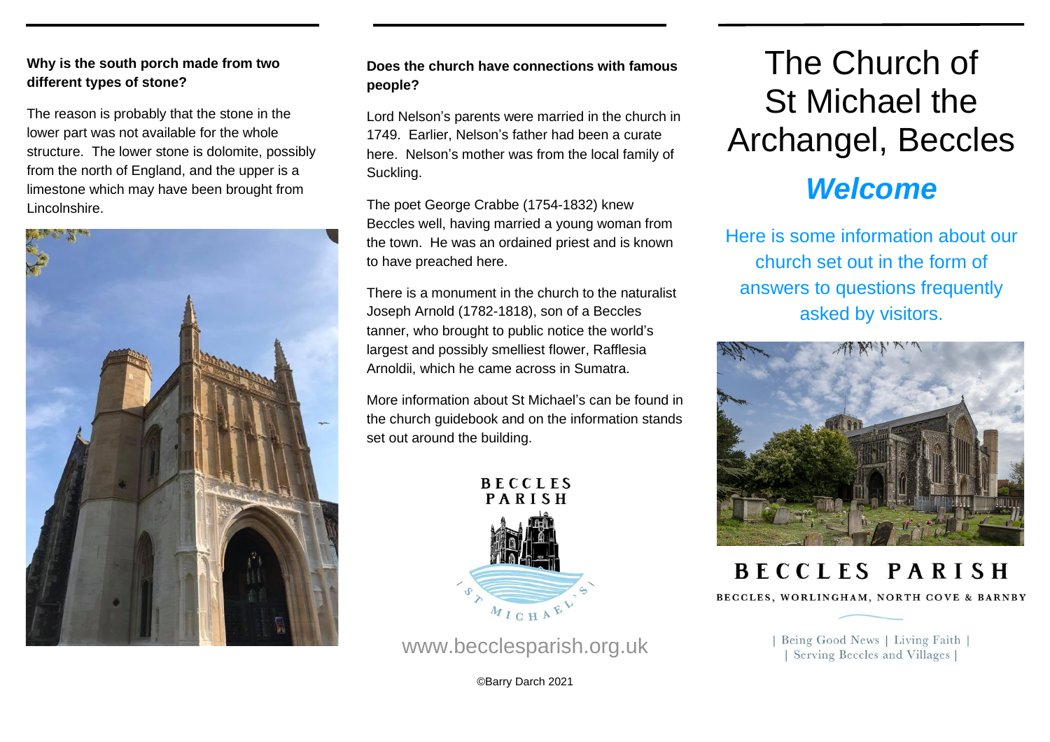# The Church of St Michael the Archangel, Beccles

## *Welcome*

Here is some information about our church set out in the form of answers to questions frequently asked by visitors.

**BECCLES PARISH**

BECCLES, WORLINGHAM, NORTH COVE & BARNBY

| Being Good News | Living Faith |
| Serving Beccles and Villages |

**Why is the south porch made from two different types of stone?**

The reason is probably that the stone in the lower part was not available for the whole structure. The lower stone is dolomite, possibly from the north of England, and the upper is a limestone which may have been brought from Lincolnshire.

**Does the church have connections with famous people?**

Lord Nelson's parents were married in the church in 1749. Earlier, Nelson's father had been a curate here. Nelson's mother was from the local family of Suckling.

The poet George Crabbe (1754-1832) knew Beccles well, having married a young woman from the town. He was an ordained priest and is known to have preached here.

There is a monument in the church to the naturalist Joseph Arnold (1782-1818), son of a Beccles tanner, who brought to public notice the world's largest and possibly smelliest flower, Rafflesia Arnoldii, which he came across in Sumatra.

More information about St Michael's can be found in the church guidebook and on the information stands set out around the building.

BECCLES PARISH

ST MICHAEL'S

www.becclesparish.org.uk

©Barry Darch 2021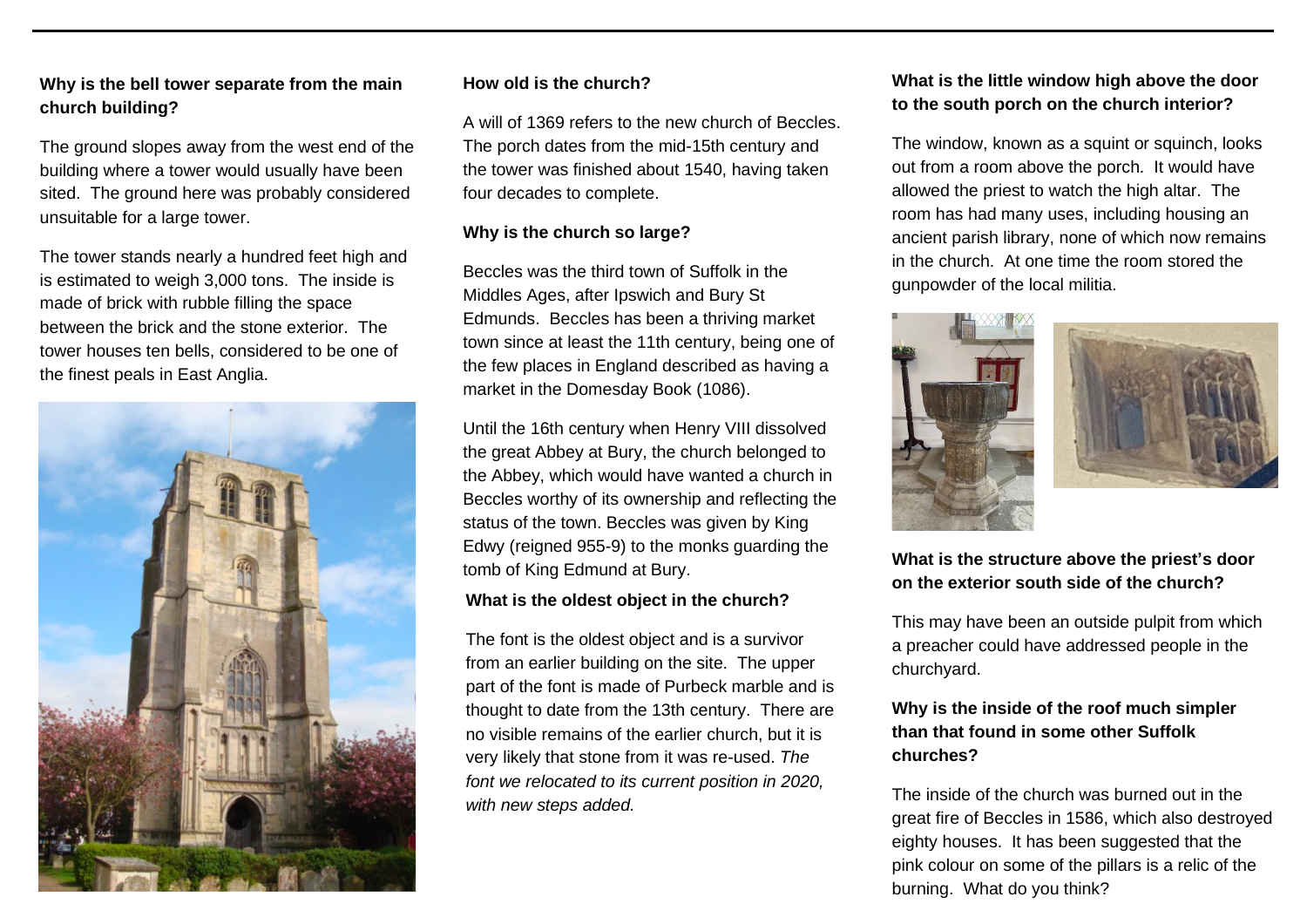**Why is the bell tower separate from the main church building?**

The ground slopes away from the west end of the building where a tower would usually have been sited. The ground here was probably considered unsuitable for a large tower.

The tower stands nearly a hundred feet high and is estimated to weigh 3,000 tons. The inside is made of brick with rubble filling the space between the brick and the stone exterior. The tower houses ten bells, considered to be one of the finest peals in East Anglia.

**How old is the church?**

A will of 1369 refers to the new church of Beccles. The porch dates from the mid-15th century and the tower was finished about 1540, having taken four decades to complete.

**Why is the church so large?**

Beccles was the third town of Suffolk in the Middles Ages, after Ipswich and Bury St Edmunds. Beccles has been a thriving market town since at least the 11th century, being one of the few places in England described as having a market in the Domesday Book (1086).

Until the 16th century when Henry VIII dissolved the great Abbey at Bury, the church belonged to the Abbey, which would have wanted a church in Beccles worthy of its ownership and reflecting the status of the town. Beccles was given by King Edwy (reigned 955-9) to the monks guarding the tomb of King Edmund at Bury.

**What is the oldest object in the church?**

The font is the oldest object and is a survivor from an earlier building on the site. The upper part of the font is made of Purbeck marble and is thought to date from the 13th century. There are no visible remains of the earlier church, but it is very likely that stone from it was re-used. *The font we relocated to its current position in 2020, with new steps added.*

**What is the little window high above the door to the south porch on the church interior?**

The window, known as a squint or squinch, looks out from a room above the porch. It would have allowed the priest to watch the high altar. The room has had many uses, including housing an ancient parish library, none of which now remains in the church. At one time the room stored the gunpowder of the local militia.

**What is the structure above the priest's door on the exterior south side of the church?**

This may have been an outside pulpit from which a preacher could have addressed people in the churchyard.

**Why is the inside of the roof much simpler than that found in some other Suffolk churches?**

The inside of the church was burned out in the great fire of Beccles in 1586, which also destroyed eighty houses. It has been suggested that the pink colour on some of the pillars is a relic of the burning. What do you think?